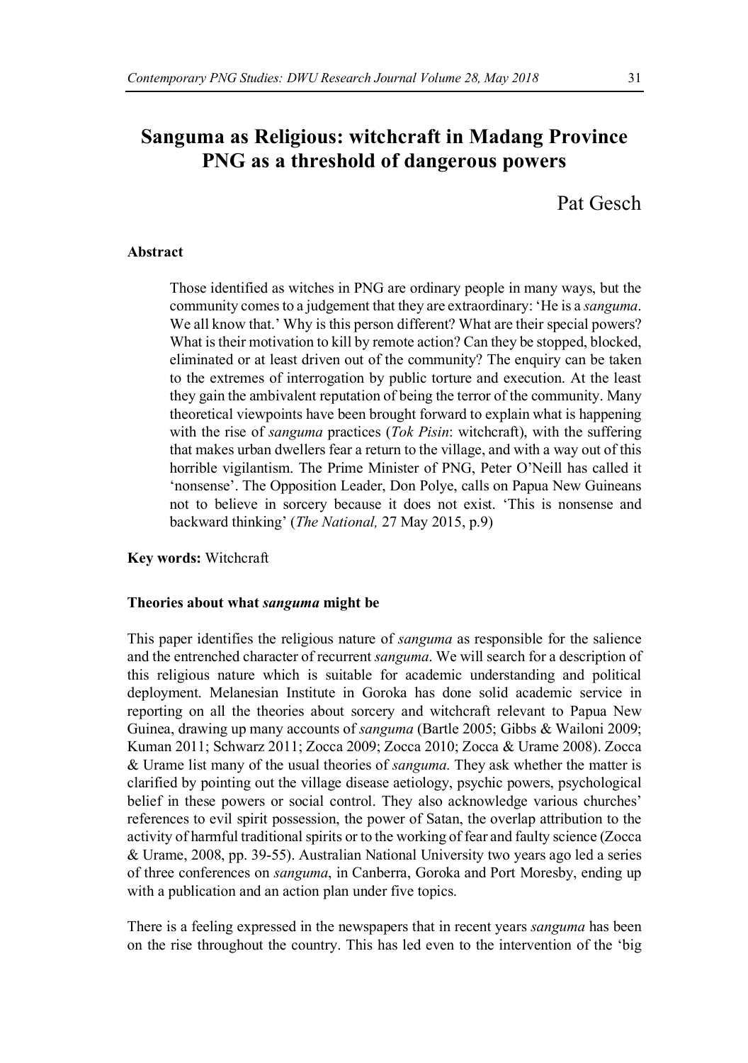# Sanguma as Religious: witchcraft in Madang Province PNG as a threshold of dangerous powers

Pat Gesch

**Abstract**

> Those identified as witches in PNG are ordinary people in many ways, but the community comes to a judgement that they are extraordinary: 'He is a *sanguma*. We all know that.' Why is this person different? What are their special powers? What is their motivation to kill by remote action? Can they be stopped, blocked, eliminated or at least driven out of the community? The enquiry can be taken to the extremes of interrogation by public torture and execution. At the least they gain the ambivalent reputation of being the terror of the community. Many theoretical viewpoints have been brought forward to explain what is happening with the rise of *sanguma* practices (*Tok Pisin*: witchcraft), with the suffering that makes urban dwellers fear a return to the village, and with a way out of this horrible vigilantism. The Prime Minister of PNG, Peter O'Neill has called it 'nonsense'. The Opposition Leader, Don Polye, calls on Papua New Guineans not to believe in sorcery because it does not exist. 'This is nonsense and backward thinking' (*The National,* 27 May 2015, p.9)

**Key words:** Witchcraft

## Theories about what *sanguma* might be

This paper identifies the religious nature of *sanguma* as responsible for the salience and the entrenched character of recurrent *sanguma*. We will search for a description of this religious nature which is suitable for academic understanding and political deployment. Melanesian Institute in Goroka has done solid academic service in reporting on all the theories about sorcery and witchcraft relevant to Papua New Guinea, drawing up many accounts of *sanguma* (Bartle 2005; Gibbs & Wailoni 2009; Kuman 2011; Schwarz 2011; Zocca 2009; Zocca 2010; Zocca & Urame 2008). Zocca & Urame list many of the usual theories of *sanguma*. They ask whether the matter is clarified by pointing out the village disease aetiology, psychic powers, psychological belief in these powers or social control. They also acknowledge various churches' references to evil spirit possession, the power of Satan, the overlap attribution to the activity of harmful traditional spirits or to the working of fear and faulty science (Zocca & Urame, 2008, pp. 39-55). Australian National University two years ago led a series of three conferences on *sanguma*, in Canberra, Goroka and Port Moresby, ending up with a publication and an action plan under five topics.

There is a feeling expressed in the newspapers that in recent years *sanguma* has been on the rise throughout the country. This has led even to the intervention of the 'big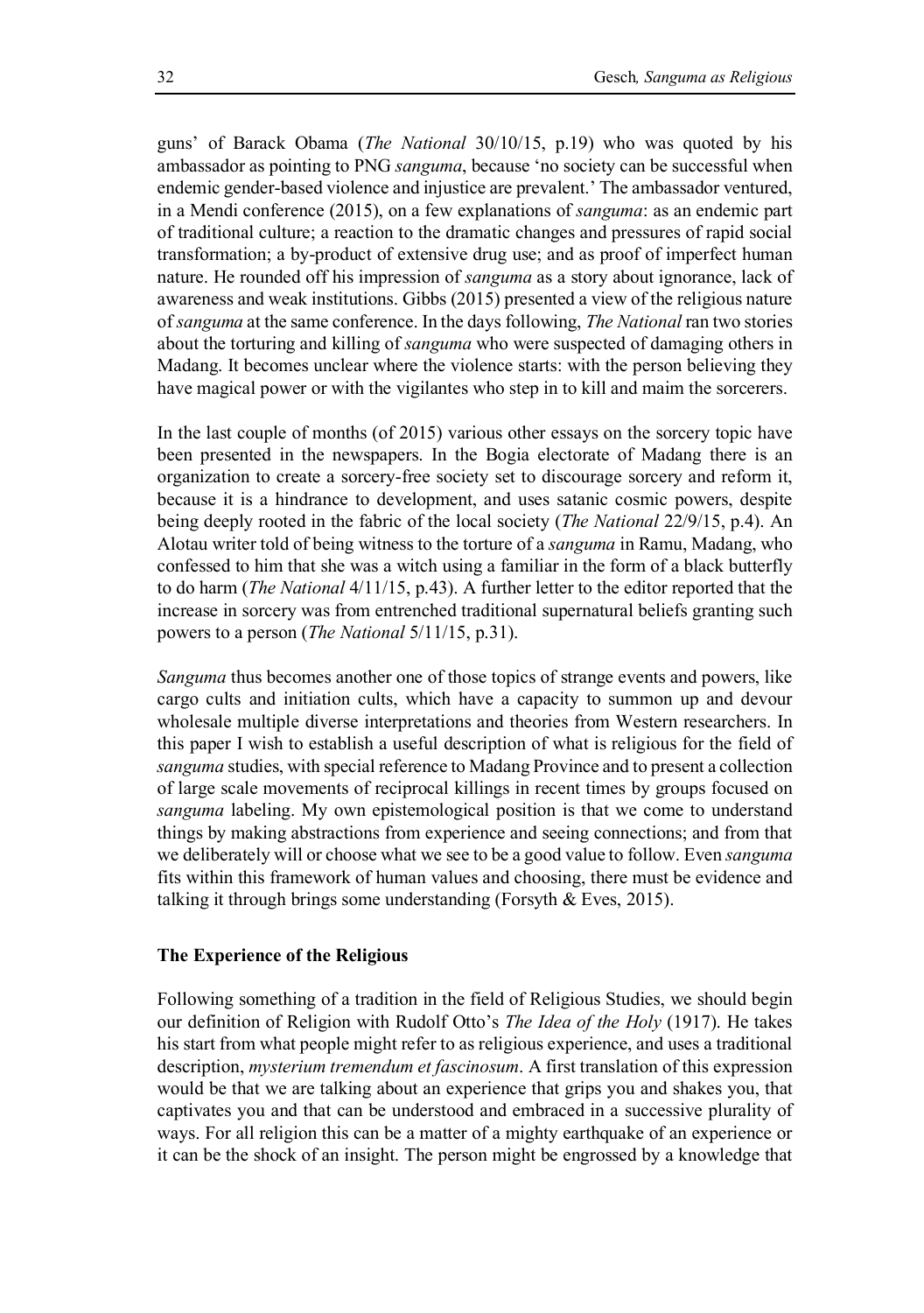guns' of Barack Obama (*The National* 30/10/15, p.19) who was quoted by his ambassador as pointing to PNG *sanguma*, because 'no society can be successful when endemic gender-based violence and injustice are prevalent.' The ambassador ventured, in a Mendi conference (2015), on a few explanations of *sanguma*: as an endemic part of traditional culture; a reaction to the dramatic changes and pressures of rapid social transformation; a by-product of extensive drug use; and as proof of imperfect human nature. He rounded off his impression of *sanguma* as a story about ignorance, lack of awareness and weak institutions. Gibbs (2015) presented a view of the religious nature of *sanguma* at the same conference. In the days following, *The National* ran two stories about the torturing and killing of *sanguma* who were suspected of damaging others in Madang. It becomes unclear where the violence starts: with the person believing they have magical power or with the vigilantes who step in to kill and maim the sorcerers.

In the last couple of months (of 2015) various other essays on the sorcery topic have been presented in the newspapers. In the Bogia electorate of Madang there is an organization to create a sorcery-free society set to discourage sorcery and reform it, because it is a hindrance to development, and uses satanic cosmic powers, despite being deeply rooted in the fabric of the local society (*The National* 22/9/15, p.4). An Alotau writer told of being witness to the torture of a *sanguma* in Ramu, Madang, who confessed to him that she was a witch using a familiar in the form of a black butterfly to do harm (*The National* 4/11/15, p.43). A further letter to the editor reported that the increase in sorcery was from entrenched traditional supernatural beliefs granting such powers to a person (*The National* 5/11/15, p.31).

*Sanguma* thus becomes another one of those topics of strange events and powers, like cargo cults and initiation cults, which have a capacity to summon up and devour wholesale multiple diverse interpretations and theories from Western researchers. In this paper I wish to establish a useful description of what is religious for the field of *sanguma* studies, with special reference to Madang Province and to present a collection of large scale movements of reciprocal killings in recent times by groups focused on *sanguma* labeling. My own epistemological position is that we come to understand things by making abstractions from experience and seeing connections; and from that we deliberately will or choose what we see to be a good value to follow. Even *sanguma* fits within this framework of human values and choosing, there must be evidence and talking it through brings some understanding (Forsyth & Eves, 2015).

**The Experience of the Religious**

Following something of a tradition in the field of Religious Studies, we should begin our definition of Religion with Rudolf Otto's *The Idea of the Holy* (1917). He takes his start from what people might refer to as religious experience, and uses a traditional description, *mysterium tremendum et fascinosum*. A first translation of this expression would be that we are talking about an experience that grips you and shakes you, that captivates you and that can be understood and embraced in a successive plurality of ways. For all religion this can be a matter of a mighty earthquake of an experience or it can be the shock of an insight. The person might be engrossed by a knowledge that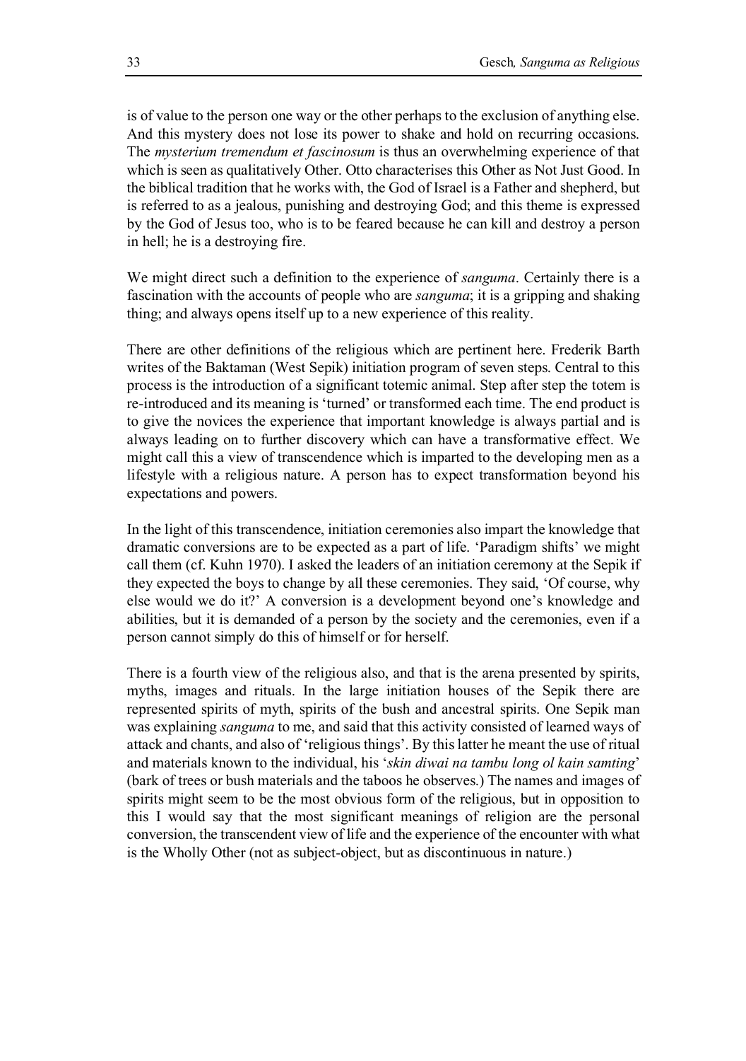is of value to the person one way or the other perhaps to the exclusion of anything else. And this mystery does not lose its power to shake and hold on recurring occasions. The *mysterium tremendum et fascinosum* is thus an overwhelming experience of that which is seen as qualitatively Other. Otto characterises this Other as Not Just Good. In the biblical tradition that he works with, the God of Israel is a Father and shepherd, but is referred to as a jealous, punishing and destroying God; and this theme is expressed by the God of Jesus too, who is to be feared because he can kill and destroy a person in hell; he is a destroying fire.

We might direct such a definition to the experience of *sanguma*. Certainly there is a fascination with the accounts of people who are *sanguma*; it is a gripping and shaking thing; and always opens itself up to a new experience of this reality.

There are other definitions of the religious which are pertinent here. Frederik Barth writes of the Baktaman (West Sepik) initiation program of seven steps. Central to this process is the introduction of a significant totemic animal. Step after step the totem is re-introduced and its meaning is 'turned' or transformed each time. The end product is to give the novices the experience that important knowledge is always partial and is always leading on to further discovery which can have a transformative effect. We might call this a view of transcendence which is imparted to the developing men as a lifestyle with a religious nature. A person has to expect transformation beyond his expectations and powers.

In the light of this transcendence, initiation ceremonies also impart the knowledge that dramatic conversions are to be expected as a part of life. 'Paradigm shifts' we might call them (cf. Kuhn 1970). I asked the leaders of an initiation ceremony at the Sepik if they expected the boys to change by all these ceremonies. They said, 'Of course, why else would we do it?' A conversion is a development beyond one's knowledge and abilities, but it is demanded of a person by the society and the ceremonies, even if a person cannot simply do this of himself or for herself.

There is a fourth view of the religious also, and that is the arena presented by spirits, myths, images and rituals. In the large initiation houses of the Sepik there are represented spirits of myth, spirits of the bush and ancestral spirits. One Sepik man was explaining *sanguma* to me, and said that this activity consisted of learned ways of attack and chants, and also of 'religious things'. By this latter he meant the use of ritual and materials known to the individual, his '*skin diwai na tambu long ol kain samting*' (bark of trees or bush materials and the taboos he observes.) The names and images of spirits might seem to be the most obvious form of the religious, but in opposition to this I would say that the most significant meanings of religion are the personal conversion, the transcendent view of life and the experience of the encounter with what is the Wholly Other (not as subject-object, but as discontinuous in nature.)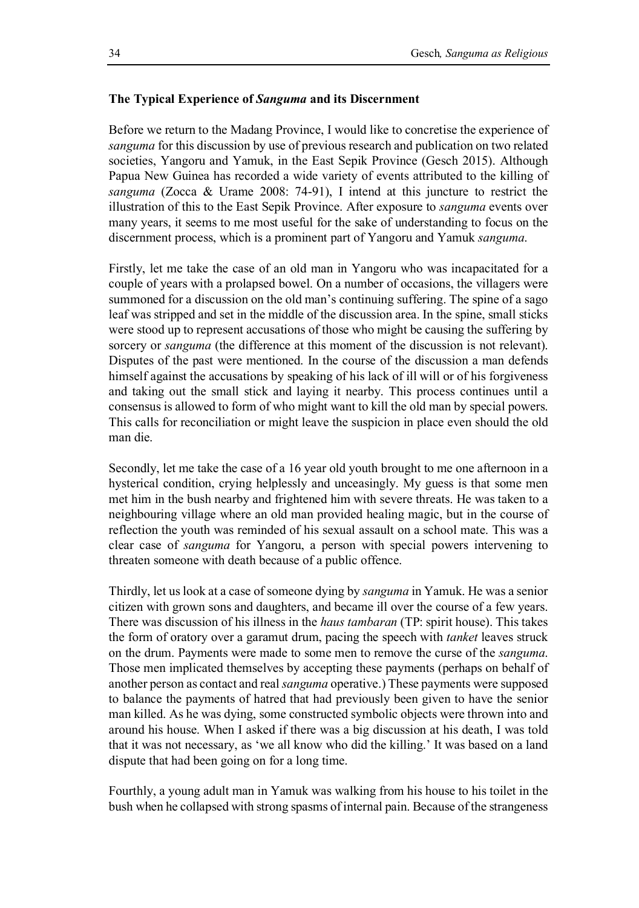### The Typical Experience of *Sanguma* and its Discernment

Before we return to the Madang Province, I would like to concretise the experience of *sanguma* for this discussion by use of previous research and publication on two related societies, Yangoru and Yamuk, in the East Sepik Province (Gesch 2015). Although Papua New Guinea has recorded a wide variety of events attributed to the killing of *sanguma* (Zocca & Urame 2008: 74-91), I intend at this juncture to restrict the illustration of this to the East Sepik Province. After exposure to *sanguma* events over many years, it seems to me most useful for the sake of understanding to focus on the discernment process, which is a prominent part of Yangoru and Yamuk *sanguma*.

Firstly, let me take the case of an old man in Yangoru who was incapacitated for a couple of years with a prolapsed bowel. On a number of occasions, the villagers were summoned for a discussion on the old man's continuing suffering. The spine of a sago leaf was stripped and set in the middle of the discussion area. In the spine, small sticks were stood up to represent accusations of those who might be causing the suffering by sorcery or *sanguma* (the difference at this moment of the discussion is not relevant). Disputes of the past were mentioned. In the course of the discussion a man defends himself against the accusations by speaking of his lack of ill will or of his forgiveness and taking out the small stick and laying it nearby. This process continues until a consensus is allowed to form of who might want to kill the old man by special powers. This calls for reconciliation or might leave the suspicion in place even should the old man die.

Secondly, let me take the case of a 16 year old youth brought to me one afternoon in a hysterical condition, crying helplessly and unceasingly. My guess is that some men met him in the bush nearby and frightened him with severe threats. He was taken to a neighbouring village where an old man provided healing magic, but in the course of reflection the youth was reminded of his sexual assault on a school mate. This was a clear case of *sanguma* for Yangoru, a person with special powers intervening to threaten someone with death because of a public offence.

Thirdly, let us look at a case of someone dying by *sanguma* in Yamuk. He was a senior citizen with grown sons and daughters, and became ill over the course of a few years. There was discussion of his illness in the *haus tambaran* (TP: spirit house). This takes the form of oratory over a garamut drum, pacing the speech with *tanket* leaves struck on the drum. Payments were made to some men to remove the curse of the *sanguma*. Those men implicated themselves by accepting these payments (perhaps on behalf of another person as contact and real *sanguma* operative.) These payments were supposed to balance the payments of hatred that had previously been given to have the senior man killed. As he was dying, some constructed symbolic objects were thrown into and around his house. When I asked if there was a big discussion at his death, I was told that it was not necessary, as 'we all know who did the killing.' It was based on a land dispute that had been going on for a long time.

Fourthly, a young adult man in Yamuk was walking from his house to his toilet in the bush when he collapsed with strong spasms of internal pain. Because of the strangeness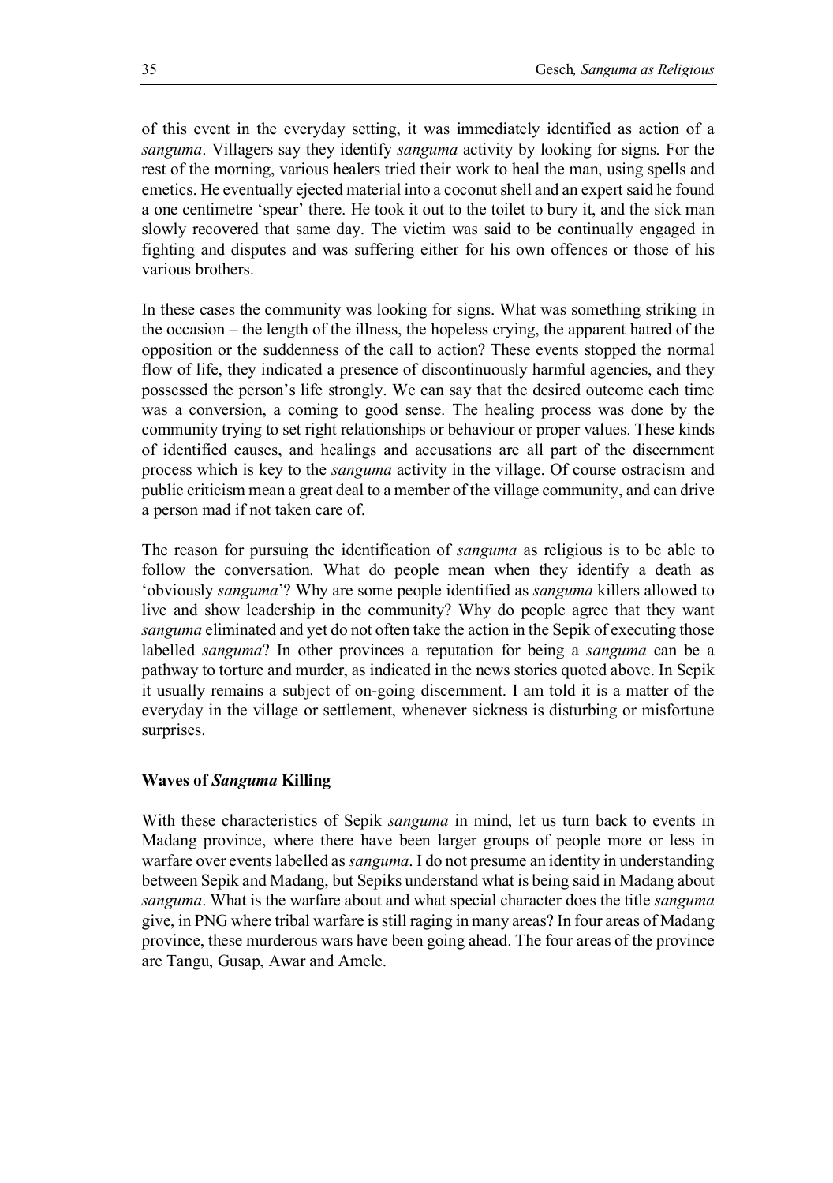of this event in the everyday setting, it was immediately identified as action of a *sanguma*. Villagers say they identify *sanguma* activity by looking for signs. For the rest of the morning, various healers tried their work to heal the man, using spells and emetics. He eventually ejected material into a coconut shell and an expert said he found a one centimetre 'spear' there. He took it out to the toilet to bury it, and the sick man slowly recovered that same day. The victim was said to be continually engaged in fighting and disputes and was suffering either for his own offences or those of his various brothers.

In these cases the community was looking for signs. What was something striking in the occasion – the length of the illness, the hopeless crying, the apparent hatred of the opposition or the suddenness of the call to action? These events stopped the normal flow of life, they indicated a presence of discontinuously harmful agencies, and they possessed the person's life strongly. We can say that the desired outcome each time was a conversion, a coming to good sense. The healing process was done by the community trying to set right relationships or behaviour or proper values. These kinds of identified causes, and healings and accusations are all part of the discernment process which is key to the *sanguma* activity in the village. Of course ostracism and public criticism mean a great deal to a member of the village community, and can drive a person mad if not taken care of.

The reason for pursuing the identification of *sanguma* as religious is to be able to follow the conversation. What do people mean when they identify a death as 'obviously *sanguma*'? Why are some people identified as *sanguma* killers allowed to live and show leadership in the community? Why do people agree that they want *sanguma* eliminated and yet do not often take the action in the Sepik of executing those labelled *sanguma*? In other provinces a reputation for being a *sanguma* can be a pathway to torture and murder, as indicated in the news stories quoted above. In Sepik it usually remains a subject of on-going discernment. I am told it is a matter of the everyday in the village or settlement, whenever sickness is disturbing or misfortune surprises.

### Waves of *Sanguma* Killing

With these characteristics of Sepik *sanguma* in mind, let us turn back to events in Madang province, where there have been larger groups of people more or less in warfare over events labelled as *sanguma*. I do not presume an identity in understanding between Sepik and Madang, but Sepiks understand what is being said in Madang about *sanguma*. What is the warfare about and what special character does the title *sanguma* give, in PNG where tribal warfare is still raging in many areas? In four areas of Madang province, these murderous wars have been going ahead. The four areas of the province are Tangu, Gusap, Awar and Amele.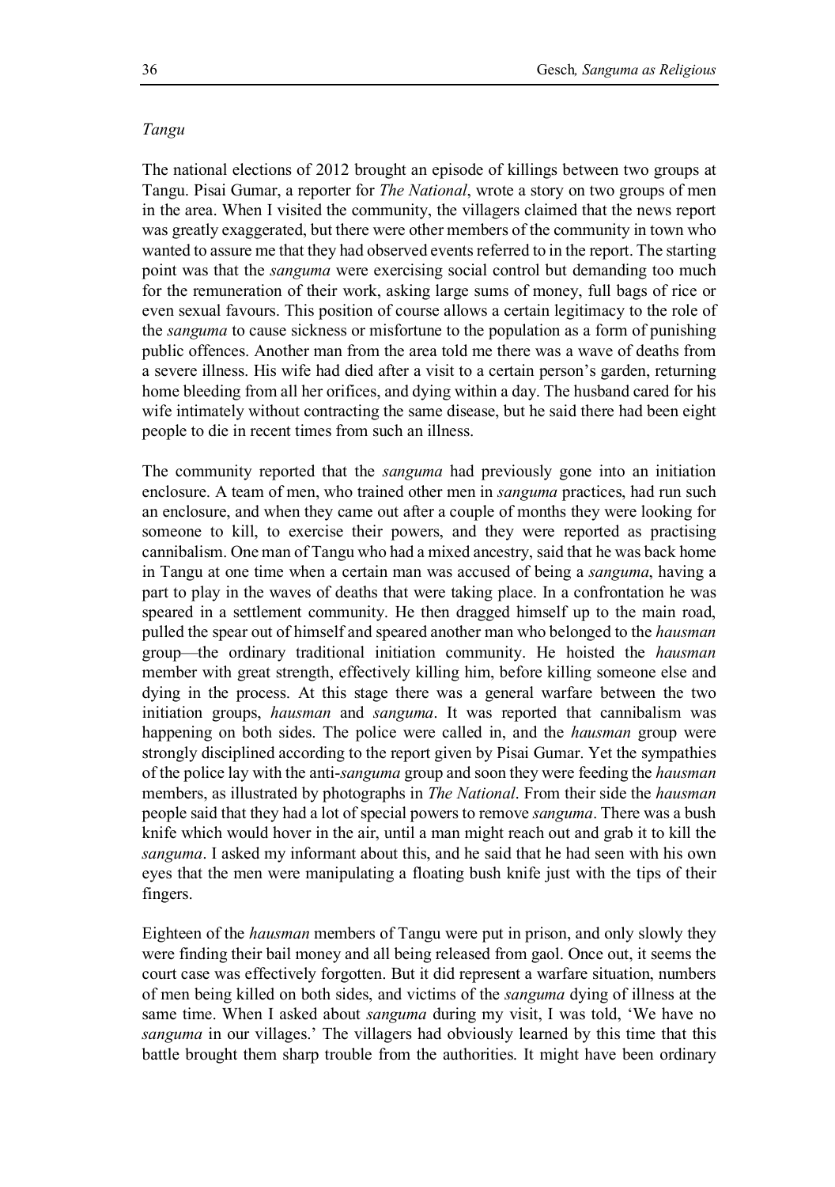*Tangu*

The national elections of 2012 brought an episode of killings between two groups at Tangu. Pisai Gumar, a reporter for *The National*, wrote a story on two groups of men in the area. When I visited the community, the villagers claimed that the news report was greatly exaggerated, but there were other members of the community in town who wanted to assure me that they had observed events referred to in the report. The starting point was that the *sanguma* were exercising social control but demanding too much for the remuneration of their work, asking large sums of money, full bags of rice or even sexual favours. This position of course allows a certain legitimacy to the role of the *sanguma* to cause sickness or misfortune to the population as a form of punishing public offences. Another man from the area told me there was a wave of deaths from a severe illness. His wife had died after a visit to a certain person's garden, returning home bleeding from all her orifices, and dying within a day. The husband cared for his wife intimately without contracting the same disease, but he said there had been eight people to die in recent times from such an illness.

The community reported that the *sanguma* had previously gone into an initiation enclosure. A team of men, who trained other men in *sanguma* practices, had run such an enclosure, and when they came out after a couple of months they were looking for someone to kill, to exercise their powers, and they were reported as practising cannibalism. One man of Tangu who had a mixed ancestry, said that he was back home in Tangu at one time when a certain man was accused of being a *sanguma*, having a part to play in the waves of deaths that were taking place. In a confrontation he was speared in a settlement community. He then dragged himself up to the main road, pulled the spear out of himself and speared another man who belonged to the *hausman* group—the ordinary traditional initiation community. He hoisted the *hausman* member with great strength, effectively killing him, before killing someone else and dying in the process. At this stage there was a general warfare between the two initiation groups, *hausman* and *sanguma*. It was reported that cannibalism was happening on both sides. The police were called in, and the *hausman* group were strongly disciplined according to the report given by Pisai Gumar. Yet the sympathies of the police lay with the anti-*sanguma* group and soon they were feeding the *hausman* members, as illustrated by photographs in *The National*. From their side the *hausman* people said that they had a lot of special powers to remove *sanguma*. There was a bush knife which would hover in the air, until a man might reach out and grab it to kill the *sanguma*. I asked my informant about this, and he said that he had seen with his own eyes that the men were manipulating a floating bush knife just with the tips of their fingers.

Eighteen of the *hausman* members of Tangu were put in prison, and only slowly they were finding their bail money and all being released from gaol. Once out, it seems the court case was effectively forgotten. But it did represent a warfare situation, numbers of men being killed on both sides, and victims of the *sanguma* dying of illness at the same time. When I asked about *sanguma* during my visit, I was told, 'We have no *sanguma* in our villages.' The villagers had obviously learned by this time that this battle brought them sharp trouble from the authorities. It might have been ordinary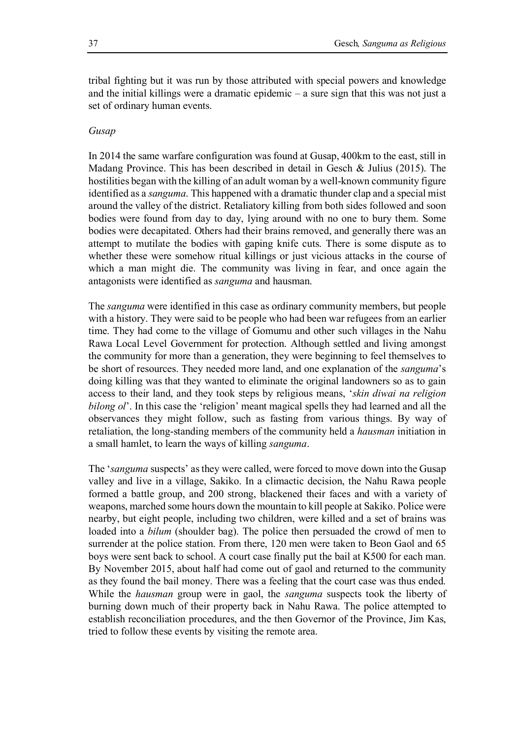tribal fighting but it was run by those attributed with special powers and knowledge and the initial killings were a dramatic epidemic – a sure sign that this was not just a set of ordinary human events.

*Gusap*

In 2014 the same warfare configuration was found at Gusap, 400km to the east, still in Madang Province. This has been described in detail in Gesch & Julius (2015). The hostilities began with the killing of an adult woman by a well-known community figure identified as a *sanguma*. This happened with a dramatic thunder clap and a special mist around the valley of the district. Retaliatory killing from both sides followed and soon bodies were found from day to day, lying around with no one to bury them. Some bodies were decapitated. Others had their brains removed, and generally there was an attempt to mutilate the bodies with gaping knife cuts. There is some dispute as to whether these were somehow ritual killings or just vicious attacks in the course of which a man might die. The community was living in fear, and once again the antagonists were identified as *sanguma* and hausman.

The *sanguma* were identified in this case as ordinary community members, but people with a history. They were said to be people who had been war refugees from an earlier time. They had come to the village of Gomumu and other such villages in the Nahu Rawa Local Level Government for protection. Although settled and living amongst the community for more than a generation, they were beginning to feel themselves to be short of resources. They needed more land, and one explanation of the *sanguma*'s doing killing was that they wanted to eliminate the original landowners so as to gain access to their land, and they took steps by religious means, '*skin diwai na religion bilong ol*'. In this case the 'religion' meant magical spells they had learned and all the observances they might follow, such as fasting from various things. By way of retaliation, the long-standing members of the community held a *hausman* initiation in a small hamlet, to learn the ways of killing *sanguma*.

The '*sanguma* suspects' as they were called, were forced to move down into the Gusap valley and live in a village, Sakiko. In a climactic decision, the Nahu Rawa people formed a battle group, and 200 strong, blackened their faces and with a variety of weapons, marched some hours down the mountain to kill people at Sakiko. Police were nearby, but eight people, including two children, were killed and a set of brains was loaded into a *bilum* (shoulder bag). The police then persuaded the crowd of men to surrender at the police station. From there, 120 men were taken to Beon Gaol and 65 boys were sent back to school. A court case finally put the bail at K500 for each man. By November 2015, about half had come out of gaol and returned to the community as they found the bail money. There was a feeling that the court case was thus ended. While the *hausman* group were in gaol, the *sanguma* suspects took the liberty of burning down much of their property back in Nahu Rawa. The police attempted to establish reconciliation procedures, and the then Governor of the Province, Jim Kas, tried to follow these events by visiting the remote area.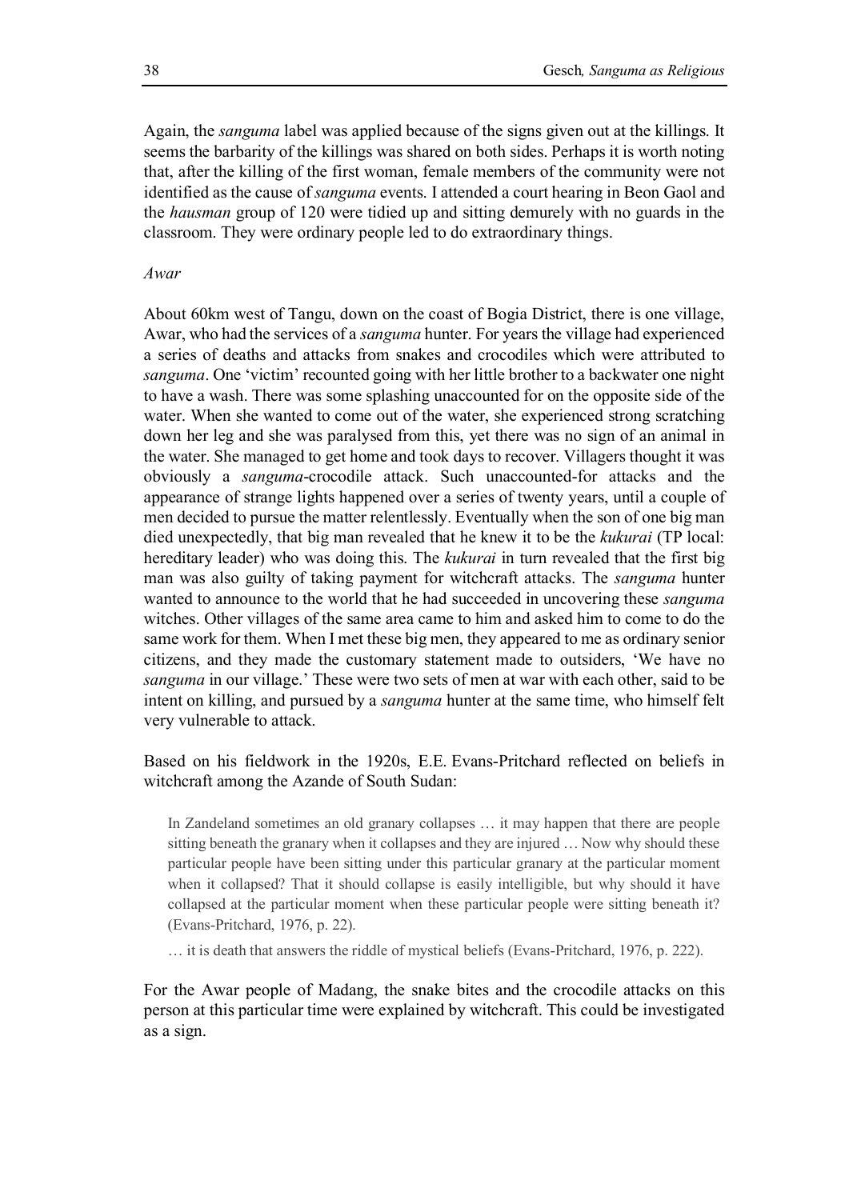Again, the *sanguma* label was applied because of the signs given out at the killings. It seems the barbarity of the killings was shared on both sides. Perhaps it is worth noting that, after the killing of the first woman, female members of the community were not identified as the cause of *sanguma* events. I attended a court hearing in Beon Gaol and the *hausman* group of 120 were tidied up and sitting demurely with no guards in the classroom. They were ordinary people led to do extraordinary things.

*Awar*

About 60km west of Tangu, down on the coast of Bogia District, there is one village, Awar, who had the services of a *sanguma* hunter. For years the village had experienced a series of deaths and attacks from snakes and crocodiles which were attributed to *sanguma*. One 'victim' recounted going with her little brother to a backwater one night to have a wash. There was some splashing unaccounted for on the opposite side of the water. When she wanted to come out of the water, she experienced strong scratching down her leg and she was paralysed from this, yet there was no sign of an animal in the water. She managed to get home and took days to recover. Villagers thought it was obviously a *sanguma*-crocodile attack. Such unaccounted-for attacks and the appearance of strange lights happened over a series of twenty years, until a couple of men decided to pursue the matter relentlessly. Eventually when the son of one big man died unexpectedly, that big man revealed that he knew it to be the *kukurai* (TP local: hereditary leader) who was doing this. The *kukurai* in turn revealed that the first big man was also guilty of taking payment for witchcraft attacks. The *sanguma* hunter wanted to announce to the world that he had succeeded in uncovering these *sanguma* witches. Other villages of the same area came to him and asked him to come to do the same work for them. When I met these big men, they appeared to me as ordinary senior citizens, and they made the customary statement made to outsiders, 'We have no *sanguma* in our village.' These were two sets of men at war with each other, said to be intent on killing, and pursued by a *sanguma* hunter at the same time, who himself felt very vulnerable to attack.

Based on his fieldwork in the 1920s, E.E. Evans-Pritchard reflected on beliefs in witchcraft among the Azande of South Sudan:

> In Zandeland sometimes an old granary collapses … it may happen that there are people sitting beneath the granary when it collapses and they are injured … Now why should these particular people have been sitting under this particular granary at the particular moment when it collapsed? That it should collapse is easily intelligible, but why should it have collapsed at the particular moment when these particular people were sitting beneath it? (Evans-Pritchard, 1976, p. 22).
>
> … it is death that answers the riddle of mystical beliefs (Evans-Pritchard, 1976, p. 222).

For the Awar people of Madang, the snake bites and the crocodile attacks on this person at this particular time were explained by witchcraft. This could be investigated as a sign.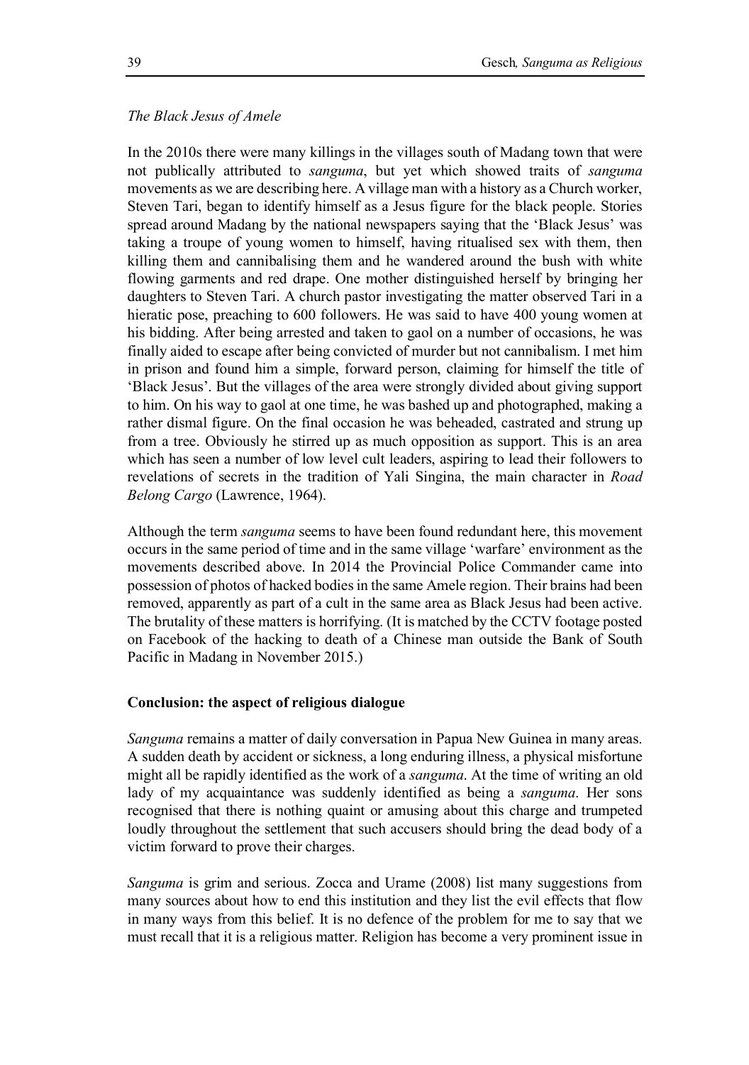*The Black Jesus of Amele*

In the 2010s there were many killings in the villages south of Madang town that were not publically attributed to *sanguma*, but yet which showed traits of *sanguma* movements as we are describing here. A village man with a history as a Church worker, Steven Tari, began to identify himself as a Jesus figure for the black people. Stories spread around Madang by the national newspapers saying that the 'Black Jesus' was taking a troupe of young women to himself, having ritualised sex with them, then killing them and cannibalising them and he wandered around the bush with white flowing garments and red drape. One mother distinguished herself by bringing her daughters to Steven Tari. A church pastor investigating the matter observed Tari in a hieratic pose, preaching to 600 followers. He was said to have 400 young women at his bidding. After being arrested and taken to gaol on a number of occasions, he was finally aided to escape after being convicted of murder but not cannibalism. I met him in prison and found him a simple, forward person, claiming for himself the title of 'Black Jesus'. But the villages of the area were strongly divided about giving support to him. On his way to gaol at one time, he was bashed up and photographed, making a rather dismal figure. On the final occasion he was beheaded, castrated and strung up from a tree. Obviously he stirred up as much opposition as support. This is an area which has seen a number of low level cult leaders, aspiring to lead their followers to revelations of secrets in the tradition of Yali Singina, the main character in *Road Belong Cargo* (Lawrence, 1964).

Although the term *sanguma* seems to have been found redundant here, this movement occurs in the same period of time and in the same village 'warfare' environment as the movements described above. In 2014 the Provincial Police Commander came into possession of photos of hacked bodies in the same Amele region. Their brains had been removed, apparently as part of a cult in the same area as Black Jesus had been active. The brutality of these matters is horrifying. (It is matched by the CCTV footage posted on Facebook of the hacking to death of a Chinese man outside the Bank of South Pacific in Madang in November 2015.)

## Conclusion: the aspect of religious dialogue

*Sanguma* remains a matter of daily conversation in Papua New Guinea in many areas. A sudden death by accident or sickness, a long enduring illness, a physical misfortune might all be rapidly identified as the work of a *sanguma*. At the time of writing an old lady of my acquaintance was suddenly identified as being a *sanguma*. Her sons recognised that there is nothing quaint or amusing about this charge and trumpeted loudly throughout the settlement that such accusers should bring the dead body of a victim forward to prove their charges.

*Sanguma* is grim and serious. Zocca and Urame (2008) list many suggestions from many sources about how to end this institution and they list the evil effects that flow in many ways from this belief. It is no defence of the problem for me to say that we must recall that it is a religious matter. Religion has become a very prominent issue in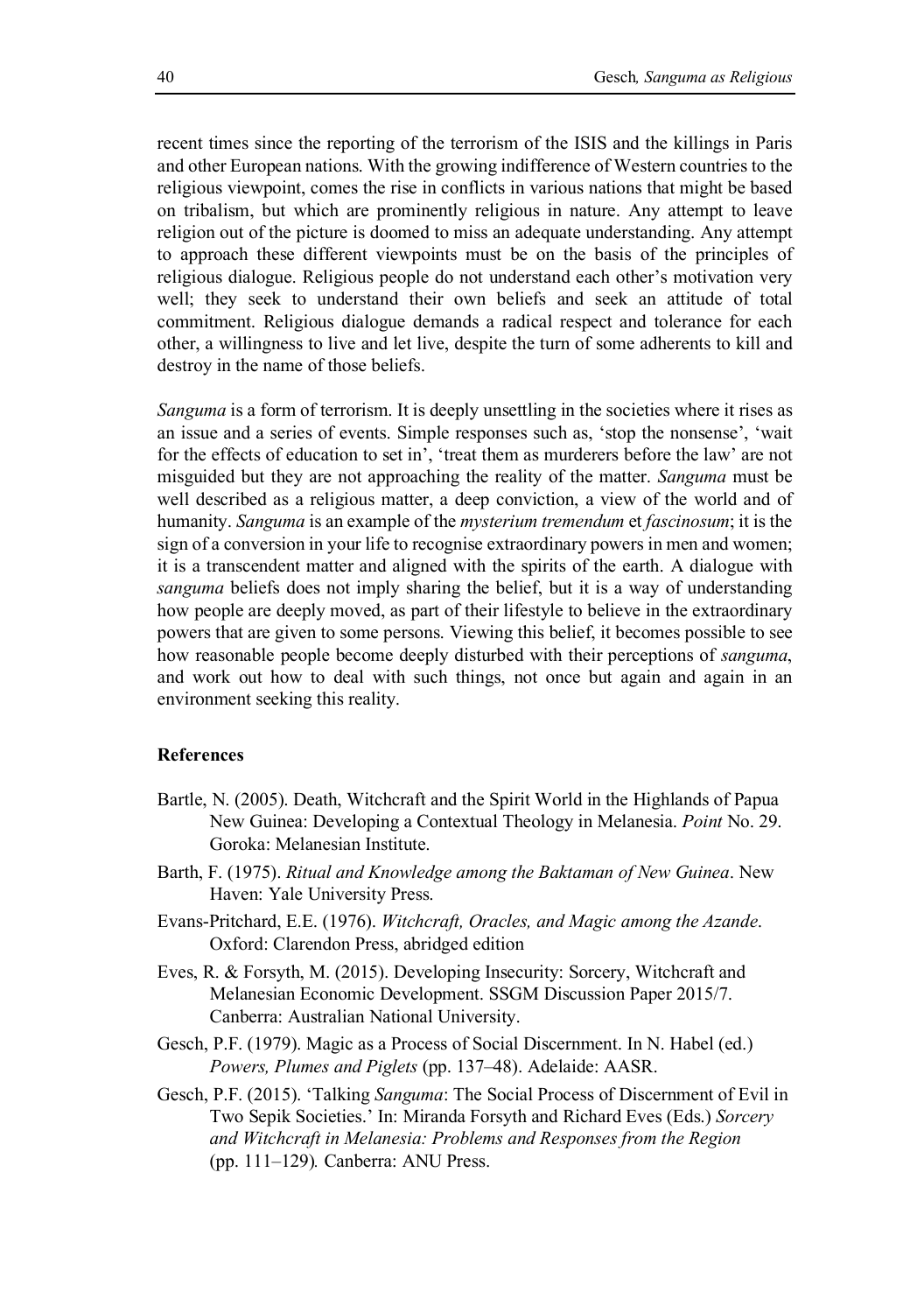recent times since the reporting of the terrorism of the ISIS and the killings in Paris and other European nations. With the growing indifference of Western countries to the religious viewpoint, comes the rise in conflicts in various nations that might be based on tribalism, but which are prominently religious in nature. Any attempt to leave religion out of the picture is doomed to miss an adequate understanding. Any attempt to approach these different viewpoints must be on the basis of the principles of religious dialogue. Religious people do not understand each other's motivation very well; they seek to understand their own beliefs and seek an attitude of total commitment. Religious dialogue demands a radical respect and tolerance for each other, a willingness to live and let live, despite the turn of some adherents to kill and destroy in the name of those beliefs.

*Sanguma* is a form of terrorism. It is deeply unsettling in the societies where it rises as an issue and a series of events. Simple responses such as, 'stop the nonsense', 'wait for the effects of education to set in', 'treat them as murderers before the law' are not misguided but they are not approaching the reality of the matter. *Sanguma* must be well described as a religious matter, a deep conviction, a view of the world and of humanity. *Sanguma* is an example of the *mysterium tremendum* et *fascinosum*; it is the sign of a conversion in your life to recognise extraordinary powers in men and women; it is a transcendent matter and aligned with the spirits of the earth. A dialogue with *sanguma* beliefs does not imply sharing the belief, but it is a way of understanding how people are deeply moved, as part of their lifestyle to believe in the extraordinary powers that are given to some persons. Viewing this belief, it becomes possible to see how reasonable people become deeply disturbed with their perceptions of *sanguma*, and work out how to deal with such things, not once but again and again in an environment seeking this reality.

### References

- Bartle, N. (2005). Death, Witchcraft and the Spirit World in the Highlands of Papua New Guinea: Developing a Contextual Theology in Melanesia. *Point* No. 29. Goroka: Melanesian Institute.
- Barth, F. (1975). *Ritual and Knowledge among the Baktaman of New Guinea*. New Haven: Yale University Press.
- Evans-Pritchard, E.E. (1976). *Witchcraft, Oracles, and Magic among the Azande*. Oxford: Clarendon Press, abridged edition
- Eves, R. & Forsyth, M. (2015). Developing Insecurity: Sorcery, Witchcraft and Melanesian Economic Development. SSGM Discussion Paper 2015/7. Canberra: Australian National University.
- Gesch, P.F. (1979). Magic as a Process of Social Discernment. In N. Habel (ed.) *Powers, Plumes and Piglets* (pp. 137–48). Adelaide: AASR.
- Gesch, P.F. (2015). 'Talking *Sanguma*: The Social Process of Discernment of Evil in Two Sepik Societies.' In: Miranda Forsyth and Richard Eves (Eds.) *Sorcery and Witchcraft in Melanesia: Problems and Responses from the Region* (pp. 111–129)*.* Canberra: ANU Press.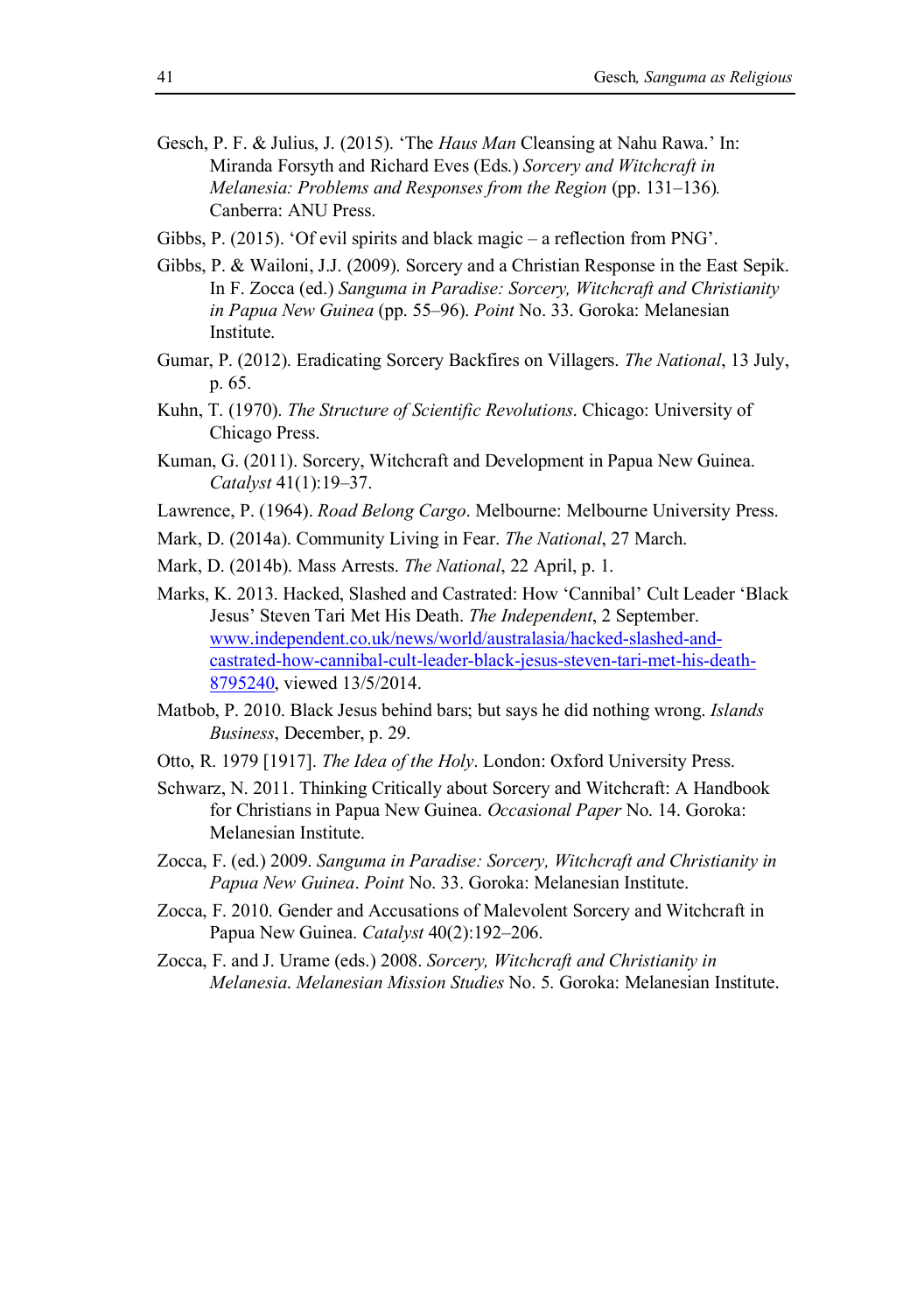Gesch, P. F. & Julius, J. (2015). 'The *Haus Man* Cleansing at Nahu Rawa.' In: Miranda Forsyth and Richard Eves (Eds.) *Sorcery and Witchcraft in Melanesia: Problems and Responses from the Region* (pp. 131–136). Canberra: ANU Press.

Gibbs, P. (2015). 'Of evil spirits and black magic – a reflection from PNG'.

Gibbs, P. & Wailoni, J.J. (2009). Sorcery and a Christian Response in the East Sepik. In F. Zocca (ed.) *Sanguma in Paradise: Sorcery, Witchcraft and Christianity in Papua New Guinea* (pp. 55–96). *Point* No. 33. Goroka: Melanesian Institute.

Gumar, P. (2012). Eradicating Sorcery Backfires on Villagers. *The National*, 13 July, p. 65.

Kuhn, T. (1970). *The Structure of Scientific Revolutions*. Chicago: University of Chicago Press.

Kuman, G. (2011). Sorcery, Witchcraft and Development in Papua New Guinea. *Catalyst* 41(1):19–37.

Lawrence, P. (1964). *Road Belong Cargo*. Melbourne: Melbourne University Press.

Mark, D. (2014a). Community Living in Fear. *The National*, 27 March.

Mark, D. (2014b). Mass Arrests. *The National*, 22 April, p. 1.

Marks, K. 2013. Hacked, Slashed and Castrated: How 'Cannibal' Cult Leader 'Black Jesus' Steven Tari Met His Death. *The Independent*, 2 September. www.independent.co.uk/news/world/australasia/hacked-slashed-and-castrated-how-cannibal-cult-leader-black-jesus-steven-tari-met-his-death-8795240, viewed 13/5/2014.

Matbob, P. 2010. Black Jesus behind bars; but says he did nothing wrong. *Islands Business*, December, p. 29.

Otto, R. 1979 [1917]. *The Idea of the Holy*. London: Oxford University Press.

Schwarz, N. 2011. Thinking Critically about Sorcery and Witchcraft: A Handbook for Christians in Papua New Guinea. *Occasional Paper* No. 14. Goroka: Melanesian Institute.

Zocca, F. (ed.) 2009. *Sanguma in Paradise: Sorcery, Witchcraft and Christianity in Papua New Guinea*. *Point* No. 33. Goroka: Melanesian Institute.

Zocca, F. 2010. Gender and Accusations of Malevolent Sorcery and Witchcraft in Papua New Guinea. *Catalyst* 40(2):192–206.

Zocca, F. and J. Urame (eds.) 2008. *Sorcery, Witchcraft and Christianity in Melanesia*. *Melanesian Mission Studies* No. 5. Goroka: Melanesian Institute.